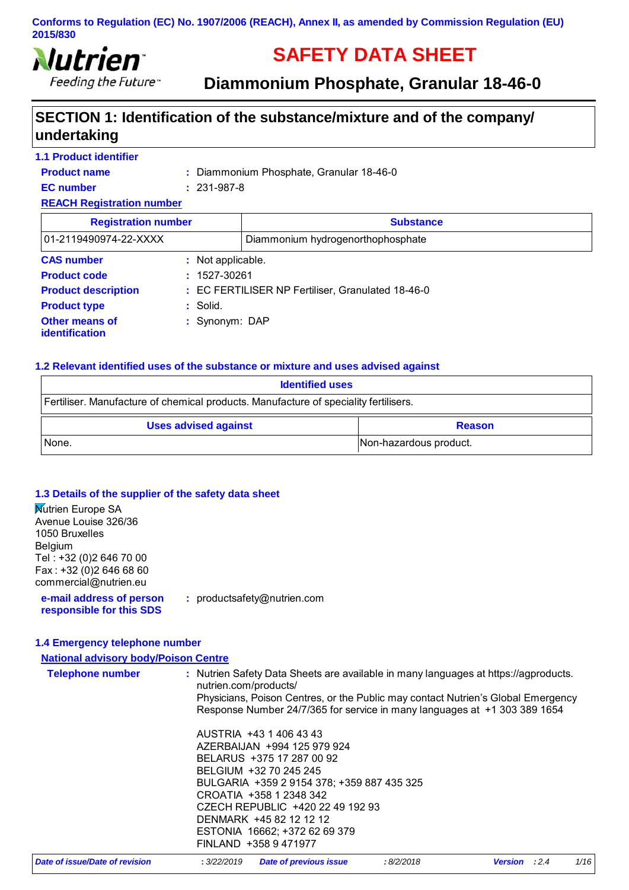**Conforms to Regulation (EC) No. 1907/2006 (REACH), Annex II, as amended by Commission Regulation (EU) 2015/830**

Nutrien
Feeding the Future™

# SAFETY DATA SHEET

## Diammonium Phosphate, Granular 18-46-0

## SECTION 1: Identification of the substance/mixture and of the company/ undertaking

### 1.1 Product identifier

**Product name** : Diammonium Phosphate, Granular 18-46-0

**EC number** : 231-987-8

**REACH Registration number**

| Registration number | Substance |
|---|---|
| 01-2119490974-22-XXXX | Diammonium hydrogenorthophosphate |

**CAS number** : Not applicable.

**Product code** : 1527-30261

**Product description** : EC FERTILISER NP Fertiliser, Granulated 18-46-0

**Product type** : Solid.

**Other means of identification** : Synonym: DAP

### 1.2 Relevant identified uses of the substance or mixture and uses advised against

| Identified uses |
|---|
| Fertiliser. Manufacture of chemical products. Manufacture of speciality fertilisers. |

| Uses advised against | Reason |
|---|---|
| None. | Non-hazardous product. |

### 1.3 Details of the supplier of the safety data sheet

Nutrien Europe SA
Avenue Louise 326/36
1050 Bruxelles
Belgium
Tel : +32 (0)2 646 70 00
Fax : +32 (0)2 646 68 60
commercial@nutrien.eu

**e-mail address of person responsible for this SDS** : productsafety@nutrien.com

### 1.4 Emergency telephone number

**National advisory body/Poison Centre**

**Telephone number** : Nutrien Safety Data Sheets are available in many languages at https://agproducts.nutrien.com/products/
Physicians, Poison Centres, or the Public may contact Nutrien's Global Emergency Response Number 24/7/365 for service in many languages at +1 303 389 1654

AUSTRIA +43 1 406 43 43
AZERBAIJAN +994 125 979 924
BELARUS +375 17 287 00 92
BELGIUM +32 70 245 245
BULGARIA +359 2 9154 378; +359 887 435 325
CROATIA +358 1 2348 342
CZECH REPUBLIC +420 22 49 192 93
DENMARK +45 82 12 12 12
ESTONIA 16662; +372 62 69 379
FINLAND +358 9 471977

*Date of issue/Date of revision* : 3/22/2019 *Date of previous issue* : 8/2/2018 *Version* : 2.4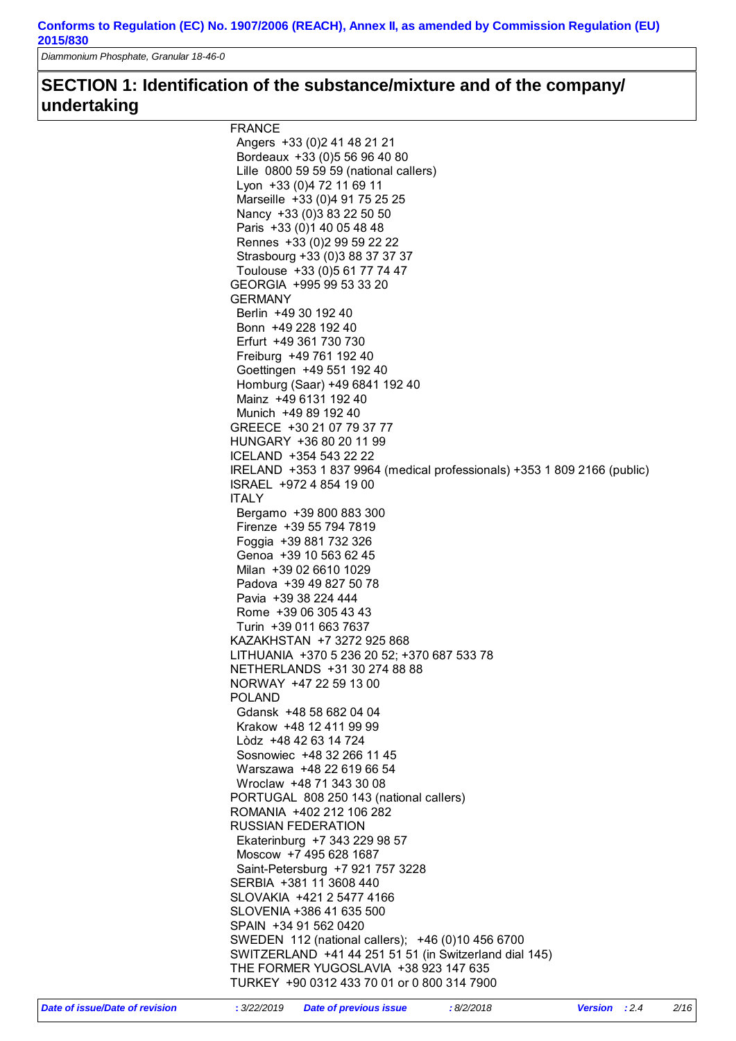## SECTION 1: Identification of the substance/mixture and of the company/ undertaking

FRANCE
- Angers +33 (0)2 41 48 21 21
- Bordeaux +33 (0)5 56 96 40 80
- Lille 0800 59 59 59 (national callers)
- Lyon +33 (0)4 72 11 69 11
- Marseille +33 (0)4 91 75 25 25
- Nancy +33 (0)3 83 22 50 50
- Paris +33 (0)1 40 05 48 48
- Rennes +33 (0)2 99 59 22 22
- Strasbourg +33 (0)3 88 37 37 37
- Toulouse +33 (0)5 61 77 74 47

GEORGIA +995 99 53 33 20

GERMANY
- Berlin +49 30 192 40
- Bonn +49 228 192 40
- Erfurt +49 361 730 730
- Freiburg +49 761 192 40
- Goettingen +49 551 192 40
- Homburg (Saar) +49 6841 192 40
- Mainz +49 6131 192 40
- Munich +49 89 192 40

GREECE +30 21 07 79 37 77

HUNGARY +36 80 20 11 99

ICELAND +354 543 22 22

IRELAND +353 1 837 9964 (medical professionals) +353 1 809 2166 (public)

ISRAEL +972 4 854 19 00

ITALY
- Bergamo +39 800 883 300
- Firenze +39 55 794 7819
- Foggia +39 881 732 326
- Genoa +39 10 563 62 45
- Milan +39 02 6610 1029
- Padova +39 49 827 50 78
- Pavia +39 38 224 444
- Rome +39 06 305 43 43
- Turin +39 011 663 7637

KAZAKHSTAN +7 3272 925 868

LITHUANIA +370 5 236 20 52; +370 687 533 78

NETHERLANDS +31 30 274 88 88

NORWAY +47 22 59 13 00

POLAND
- Gdansk +48 58 682 04 04
- Krakow +48 12 411 99 99
- Lòdz +48 42 63 14 724
- Sosnowiec +48 32 266 11 45
- Warszawa +48 22 619 66 54
- Wroclaw +48 71 343 30 08

PORTUGAL 808 250 143 (national callers)

ROMANIA +402 212 106 282

RUSSIAN FEDERATION
- Ekaterinburg +7 343 229 98 57
- Moscow +7 495 628 1687
- Saint-Petersburg +7 921 757 3228

SERBIA +381 11 3608 440

SLOVAKIA +421 2 5477 4166

SLOVENIA +386 41 635 500

SPAIN +34 91 562 0420

SWEDEN 112 (national callers); +46 (0)10 456 6700

SWITZERLAND +41 44 251 51 51 (in Switzerland dial 145)

THE FORMER YUGOSLAVIA +38 923 147 635

TURKEY +90 0312 433 70 01 or 0 800 314 7900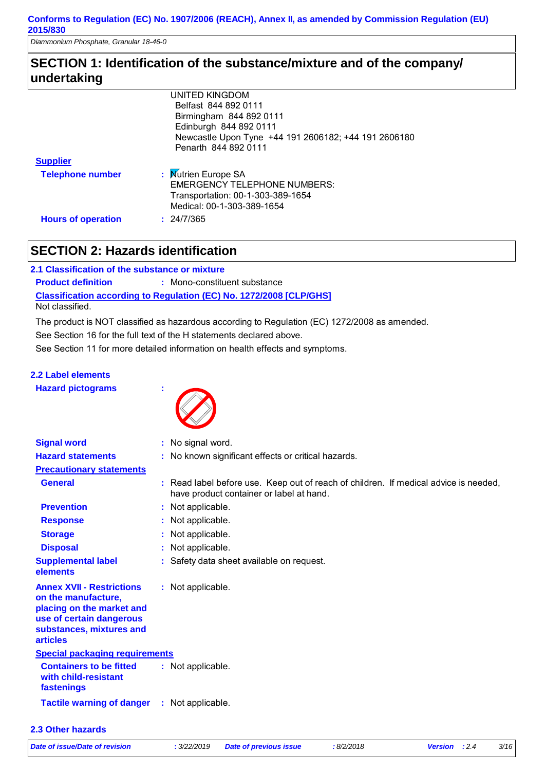## SECTION 1: Identification of the substance/mixture and of the company/ undertaking

UNITED KINGDOM
Belfast 844 892 0111
Birmingham 844 892 0111
Edinburgh 844 892 0111
Newcastle Upon Tyne +44 191 2606182; +44 191 2606180
Penarth 844 892 0111

**Supplier**

**Telephone number** : Nutrien Europe SA
EMERGENCY TELEPHONE NUMBERS:
Transportation: 00-1-303-389-1654
Medical: 00-1-303-389-1654

**Hours of operation** : 24/7/365

## SECTION 2: Hazards identification

### 2.1 Classification of the substance or mixture

**Product definition** : Mono-constituent substance

**Classification according to Regulation (EC) No. 1272/2008 [CLP/GHS]**

Not classified.

The product is NOT classified as hazardous according to Regulation (EC) 1272/2008 as amended.

See Section 16 for the full text of the H statements declared above.

See Section 11 for more detailed information on health effects and symptoms.

### 2.2 Label elements

**Hazard pictograms** :

**Signal word** : No signal word.

**Hazard statements** : No known significant effects or critical hazards.

**Precautionary statements**

**General** : Read label before use. Keep out of reach of children. If medical advice is needed, have product container or label at hand.

**Prevention** : Not applicable.

**Response** : Not applicable.

**Storage** : Not applicable.

**Disposal** : Not applicable.

**Supplemental label elements** : Safety data sheet available on request.

**Annex XVII - Restrictions on the manufacture, placing on the market and use of certain dangerous substances, mixtures and articles** : Not applicable.

**Special packaging requirements**

**Containers to be fitted with child-resistant fastenings** : Not applicable.

**Tactile warning of danger** : Not applicable.

### 2.3 Other hazards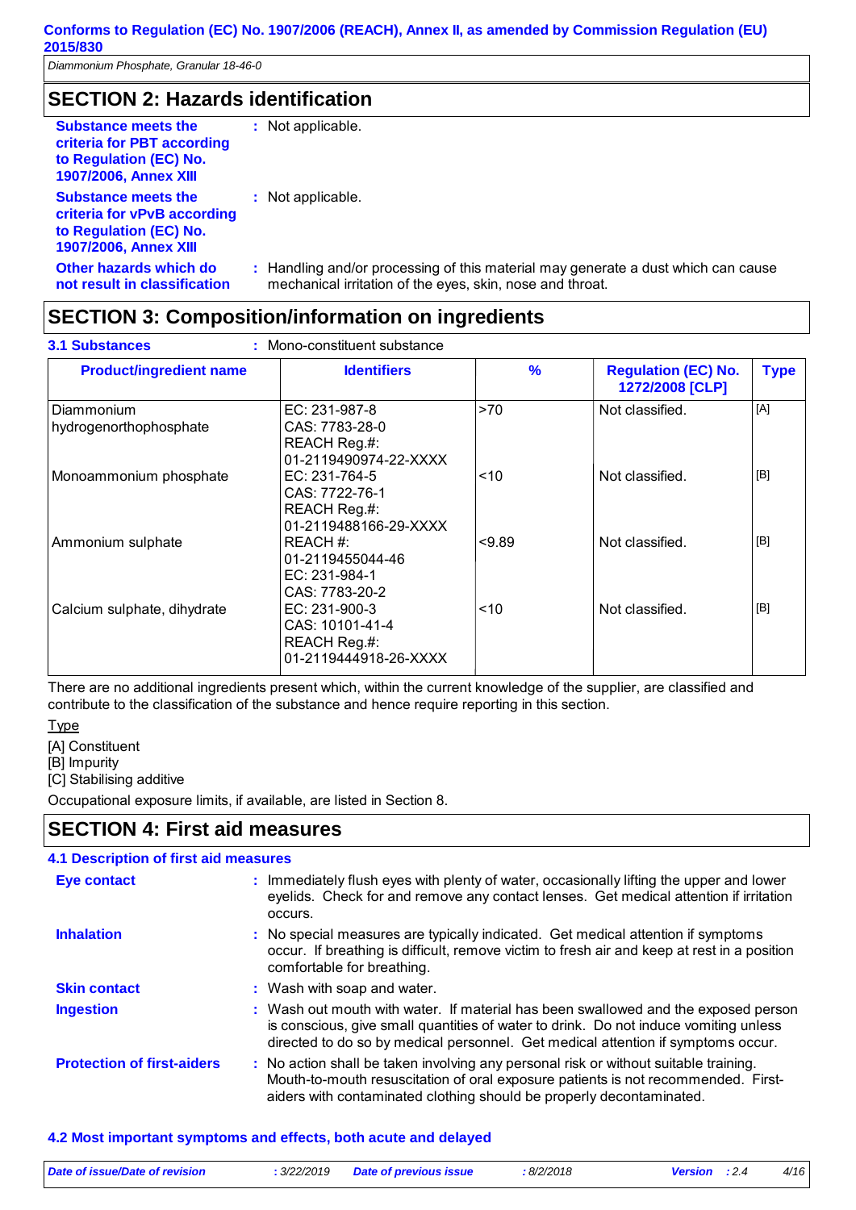## SECTION 2: Hazards identification

**Substance meets the criteria for PBT according to Regulation (EC) No. 1907/2006, Annex XIII** : Not applicable.

**Substance meets the criteria for vPvB according to Regulation (EC) No. 1907/2006, Annex XIII** : Not applicable.

**Other hazards which do not result in classification** : Handling and/or processing of this material may generate a dust which can cause mechanical irritation of the eyes, skin, nose and throat.

## SECTION 3: Composition/information on ingredients

**3.1 Substances** : Mono-constituent substance

| Product/ingredient name | Identifiers | % | Regulation (EC) No. 1272/2008 [CLP] | Type |
|---|---|---|---|---|
| Diammonium hydrogenorthophosphate | EC: 231-987-8<br>CAS: 7783-28-0<br>REACH Reg.#: 01-2119490974-22-XXXX | >70 | Not classified. | [A] |
| Monoammonium phosphate | EC: 231-764-5<br>CAS: 7722-76-1<br>REACH Reg.#: 01-2119488166-29-XXXX | <10 | Not classified. | [B] |
| Ammonium sulphate | REACH #: 01-2119455044-46<br>EC: 231-984-1<br>CAS: 7783-20-2 | <9.89 | Not classified. | [B] |
| Calcium sulphate, dihydrate | EC: 231-900-3<br>CAS: 10101-41-4<br>REACH Reg.#: 01-2119444918-26-XXXX | <10 | Not classified. | [B] |

There are no additional ingredients present which, within the current knowledge of the supplier, are classified and contribute to the classification of the substance and hence require reporting in this section.

Type

[A] Constituent
[B] Impurity
[C] Stabilising additive

Occupational exposure limits, if available, are listed in Section 8.

## SECTION 4: First aid measures

### 4.1 Description of first aid measures

**Eye contact** : Immediately flush eyes with plenty of water, occasionally lifting the upper and lower eyelids. Check for and remove any contact lenses. Get medical attention if irritation occurs.

**Inhalation** : No special measures are typically indicated. Get medical attention if symptoms occur. If breathing is difficult, remove victim to fresh air and keep at rest in a position comfortable for breathing.

**Skin contact** : Wash with soap and water.

**Ingestion** : Wash out mouth with water. If material has been swallowed and the exposed person is conscious, give small quantities of water to drink. Do not induce vomiting unless directed to do so by medical personnel. Get medical attention if symptoms occur.

**Protection of first-aiders** : No action shall be taken involving any personal risk or without suitable training. Mouth-to-mouth resuscitation of oral exposure patients is not recommended. First-aiders with contaminated clothing should be properly decontaminated.

### 4.2 Most important symptoms and effects, both acute and delayed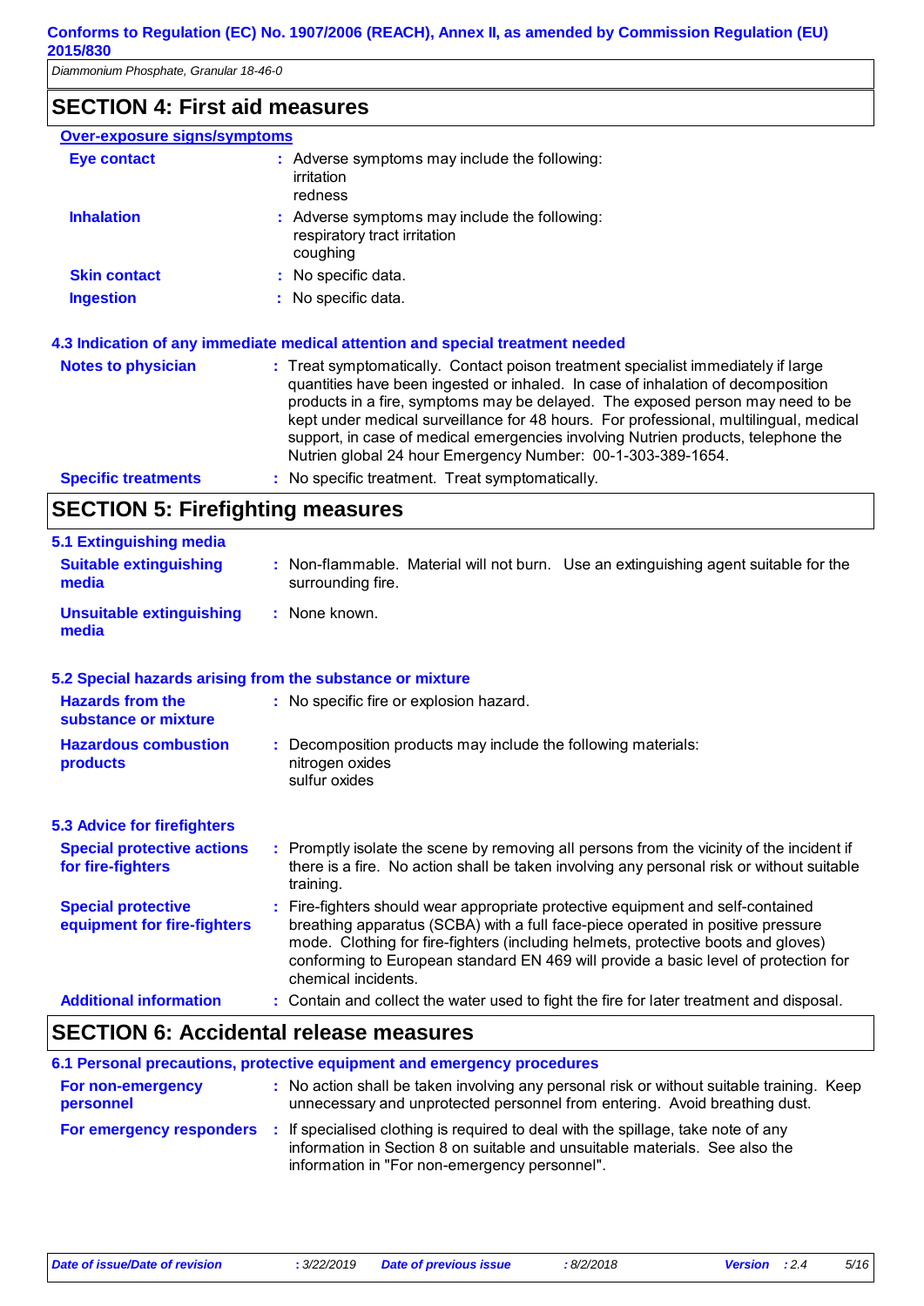## SECTION 4: First aid measures

**Over-exposure signs/symptoms**

**Eye contact** : Adverse symptoms may include the following:
irritation
redness

**Inhalation** : Adverse symptoms may include the following:
respiratory tract irritation
coughing

**Skin contact** : No specific data.

**Ingestion** : No specific data.

### 4.3 Indication of any immediate medical attention and special treatment needed

**Notes to physician** : Treat symptomatically. Contact poison treatment specialist immediately if large quantities have been ingested or inhaled. In case of inhalation of decomposition products in a fire, symptoms may be delayed. The exposed person may need to be kept under medical surveillance for 48 hours. For professional, multilingual, medical support, in case of medical emergencies involving Nutrien products, telephone the Nutrien global 24 hour Emergency Number: 00-1-303-389-1654.

**Specific treatments** : No specific treatment. Treat symptomatically.

## SECTION 5: Firefighting measures

### 5.1 Extinguishing media

**Suitable extinguishing media** : Non-flammable. Material will not burn. Use an extinguishing agent suitable for the surrounding fire.

**Unsuitable extinguishing media** : None known.

### 5.2 Special hazards arising from the substance or mixture

**Hazards from the substance or mixture** : No specific fire or explosion hazard.

**Hazardous combustion products** : Decomposition products may include the following materials:
nitrogen oxides
sulfur oxides

### 5.3 Advice for firefighters

**Special protective actions for fire-fighters** : Promptly isolate the scene by removing all persons from the vicinity of the incident if there is a fire. No action shall be taken involving any personal risk or without suitable training.

**Special protective equipment for fire-fighters** : Fire-fighters should wear appropriate protective equipment and self-contained breathing apparatus (SCBA) with a full face-piece operated in positive pressure mode. Clothing for fire-fighters (including helmets, protective boots and gloves) conforming to European standard EN 469 will provide a basic level of protection for chemical incidents.

**Additional information** : Contain and collect the water used to fight the fire for later treatment and disposal.

## SECTION 6: Accidental release measures

### 6.1 Personal precautions, protective equipment and emergency procedures

**For non-emergency personnel** : No action shall be taken involving any personal risk or without suitable training. Keep unnecessary and unprotected personnel from entering. Avoid breathing dust.

**For emergency responders** : If specialised clothing is required to deal with the spillage, take note of any information in Section 8 on suitable and unsuitable materials. See also the information in "For non-emergency personnel".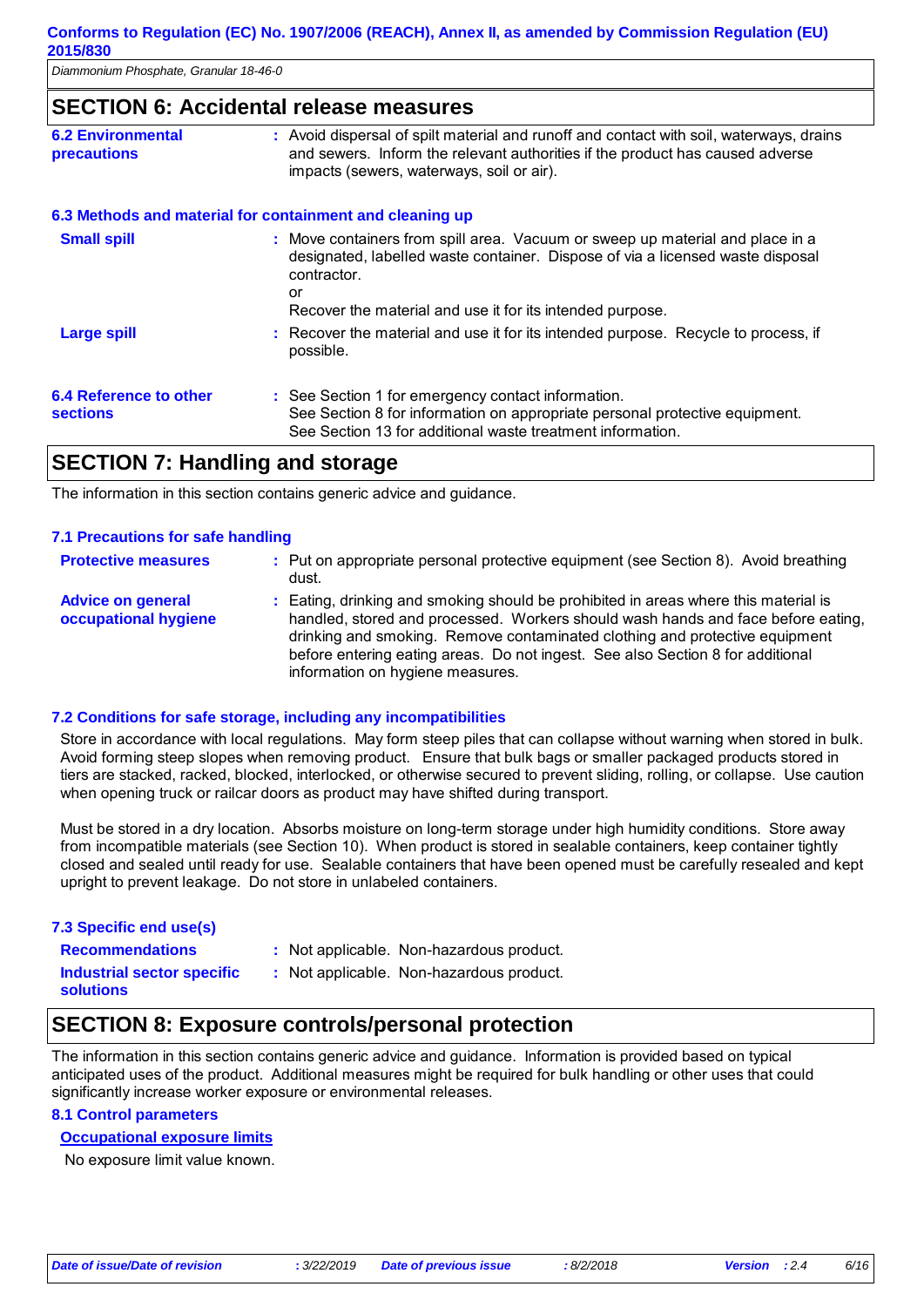## SECTION 6: Accidental release measures

**6.2 Environmental precautions** : Avoid dispersal of spilt material and runoff and contact with soil, waterways, drains and sewers. Inform the relevant authorities if the product has caused adverse impacts (sewers, waterways, soil or air).

### 6.3 Methods and material for containment and cleaning up

**Small spill** : Move containers from spill area. Vacuum or sweep up material and place in a designated, labelled waste container. Dispose of via a licensed waste disposal contractor.
or
Recover the material and use it for its intended purpose.

**Large spill** : Recover the material and use it for its intended purpose. Recycle to process, if possible.

**6.4 Reference to other sections** : See Section 1 for emergency contact information.
See Section 8 for information on appropriate personal protective equipment.
See Section 13 for additional waste treatment information.

## SECTION 7: Handling and storage

The information in this section contains generic advice and guidance.

### 7.1 Precautions for safe handling

**Protective measures** : Put on appropriate personal protective equipment (see Section 8). Avoid breathing dust.

**Advice on general occupational hygiene** : Eating, drinking and smoking should be prohibited in areas where this material is handled, stored and processed. Workers should wash hands and face before eating, drinking and smoking. Remove contaminated clothing and protective equipment before entering eating areas. Do not ingest. See also Section 8 for additional information on hygiene measures.

### 7.2 Conditions for safe storage, including any incompatibilities

Store in accordance with local regulations. May form steep piles that can collapse without warning when stored in bulk. Avoid forming steep slopes when removing product. Ensure that bulk bags or smaller packaged products stored in tiers are stacked, racked, blocked, interlocked, or otherwise secured to prevent sliding, rolling, or collapse. Use caution when opening truck or railcar doors as product may have shifted during transport.

Must be stored in a dry location. Absorbs moisture on long-term storage under high humidity conditions. Store away from incompatible materials (see Section 10). When product is stored in sealable containers, keep container tightly closed and sealed until ready for use. Sealable containers that have been opened must be carefully resealed and kept upright to prevent leakage. Do not store in unlabeled containers.

### 7.3 Specific end use(s)

**Recommendations** : Not applicable. Non-hazardous product.

**Industrial sector specific solutions** : Not applicable. Non-hazardous product.

## SECTION 8: Exposure controls/personal protection

The information in this section contains generic advice and guidance. Information is provided based on typical anticipated uses of the product. Additional measures might be required for bulk handling or other uses that could significantly increase worker exposure or environmental releases.

### 8.1 Control parameters

**Occupational exposure limits**

No exposure limit value known.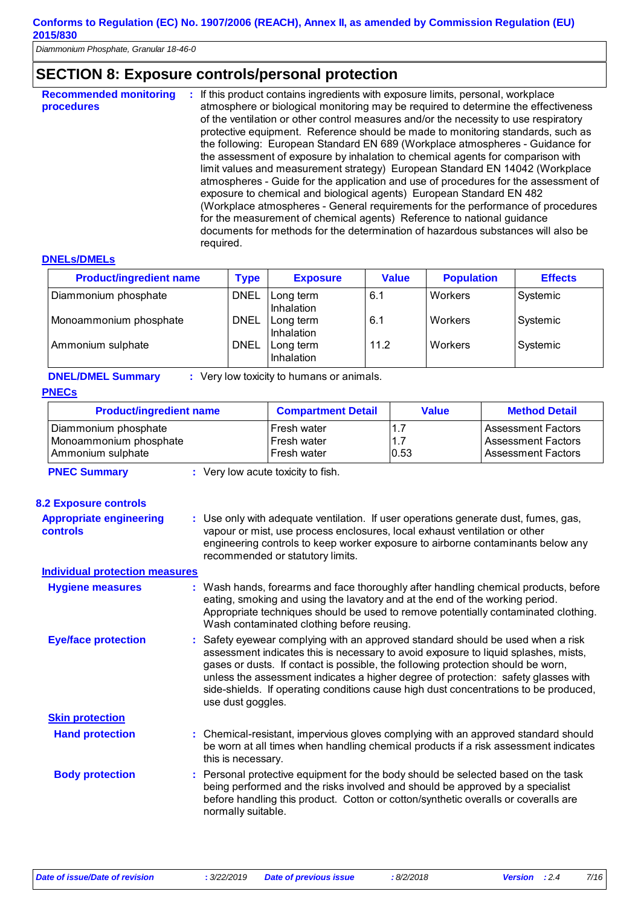## SECTION 8: Exposure controls/personal protection

**Recommended monitoring procedures** : If this product contains ingredients with exposure limits, personal, workplace atmosphere or biological monitoring may be required to determine the effectiveness of the ventilation or other control measures and/or the necessity to use respiratory protective equipment. Reference should be made to monitoring standards, such as the following: European Standard EN 689 (Workplace atmospheres - Guidance for the assessment of exposure by inhalation to chemical agents for comparison with limit values and measurement strategy) European Standard EN 14042 (Workplace atmospheres - Guide for the application and use of procedures for the assessment of exposure to chemical and biological agents) European Standard EN 482 (Workplace atmospheres - General requirements for the performance of procedures for the measurement of chemical agents) Reference to national guidance documents for methods for the determination of hazardous substances will also be required.

### DNELs/DMELs

| Product/ingredient name | Type | Exposure | Value | Population | Effects |
|---|---|---|---|---|---|
| Diammonium phosphate | DNEL | Long term Inhalation | 6.1 | Workers | Systemic |
| Monoammonium phosphate | DNEL | Long term Inhalation | 6.1 | Workers | Systemic |
| Ammonium sulphate | DNEL | Long term Inhalation | 11.2 | Workers | Systemic |

**DNEL/DMEL Summary** : Very low toxicity to humans or animals.

### PNECs

| Product/ingredient name | Compartment Detail | Value | Method Detail |
|---|---|---|---|
| Diammonium phosphate | Fresh water | 1.7 | Assessment Factors |
| Monoammonium phosphate | Fresh water | 1.7 | Assessment Factors |
| Ammonium sulphate | Fresh water | 0.53 | Assessment Factors |

**PNEC Summary** : Very low acute toxicity to fish.

### 8.2 Exposure controls

**Appropriate engineering controls** : Use only with adequate ventilation. If user operations generate dust, fumes, gas, vapour or mist, use process enclosures, local exhaust ventilation or other engineering controls to keep worker exposure to airborne contaminants below any recommended or statutory limits.

#### Individual protection measures

**Hygiene measures** : Wash hands, forearms and face thoroughly after handling chemical products, before eating, smoking and using the lavatory and at the end of the working period. Appropriate techniques should be used to remove potentially contaminated clothing. Wash contaminated clothing before reusing.

**Eye/face protection** : Safety eyewear complying with an approved standard should be used when a risk assessment indicates this is necessary to avoid exposure to liquid splashes, mists, gases or dusts. If contact is possible, the following protection should be worn, unless the assessment indicates a higher degree of protection: safety glasses with side-shields. If operating conditions cause high dust concentrations to be produced, use dust goggles.

#### Skin protection

**Hand protection** : Chemical-resistant, impervious gloves complying with an approved standard should be worn at all times when handling chemical products if a risk assessment indicates this is necessary.

**Body protection** : Personal protective equipment for the body should be selected based on the task being performed and the risks involved and should be approved by a specialist before handling this product. Cotton or cotton/synthetic overalls or coveralls are normally suitable.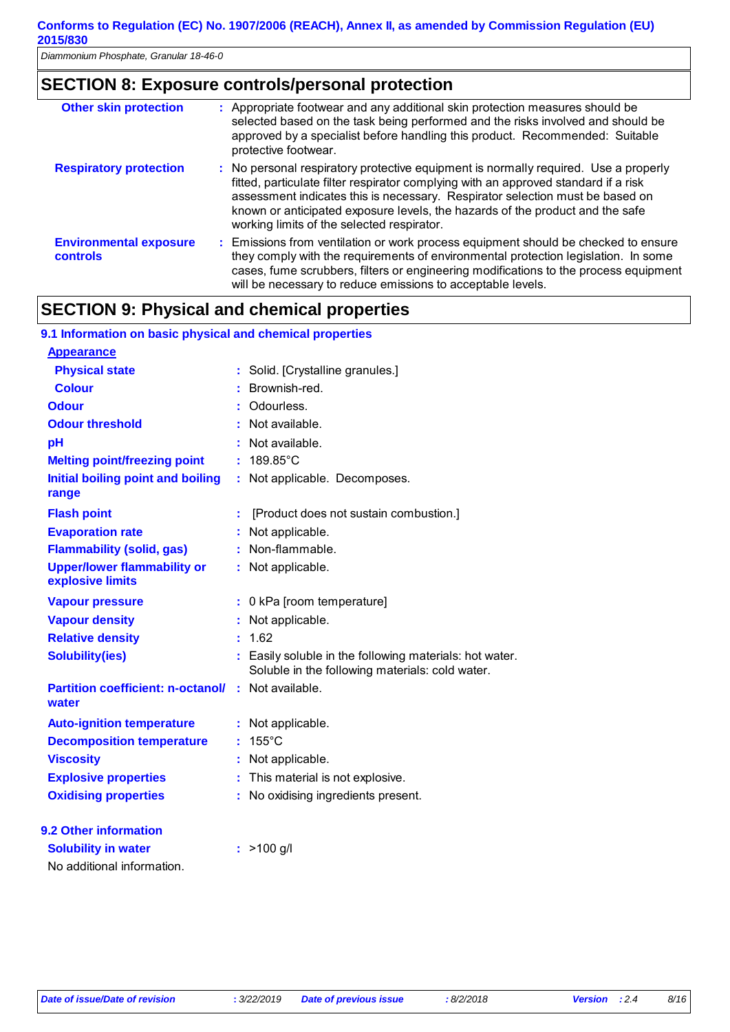## SECTION 8: Exposure controls/personal protection

| | |
|---|---|
| **Other skin protection** | : Appropriate footwear and any additional skin protection measures should be selected based on the task being performed and the risks involved and should be approved by a specialist before handling this product. Recommended: Suitable protective footwear. |
| **Respiratory protection** | : No personal respiratory protective equipment is normally required. Use a properly fitted, particulate filter respirator complying with an approved standard if a risk assessment indicates this is necessary. Respirator selection must be based on known or anticipated exposure levels, the hazards of the product and the safe working limits of the selected respirator. |
| **Environmental exposure controls** | : Emissions from ventilation or work process equipment should be checked to ensure they comply with the requirements of environmental protection legislation. In some cases, fume scrubbers, filters or engineering modifications to the process equipment will be necessary to reduce emissions to acceptable levels. |

## SECTION 9: Physical and chemical properties

### 9.1 Information on basic physical and chemical properties

**Appearance**

| | |
|---|---|
| **Physical state** | : Solid. [Crystalline granules.] |
| **Colour** | : Brownish-red. |
| **Odour** | : Odourless. |
| **Odour threshold** | : Not available. |
| **pH** | : Not available. |
| **Melting point/freezing point** | : 189.85°C |
| **Initial boiling point and boiling range** | : Not applicable. Decomposes. |
| **Flash point** | : [Product does not sustain combustion.] |
| **Evaporation rate** | : Not applicable. |
| **Flammability (solid, gas)** | : Non-flammable. |
| **Upper/lower flammability or explosive limits** | : Not applicable. |
| **Vapour pressure** | : 0 kPa [room temperature] |
| **Vapour density** | : Not applicable. |
| **Relative density** | : 1.62 |
| **Solubility(ies)** | : Easily soluble in the following materials: hot water. Soluble in the following materials: cold water. |
| **Partition coefficient: n-octanol/ water** | : Not available. |
| **Auto-ignition temperature** | : Not applicable. |
| **Decomposition temperature** | : 155°C |
| **Viscosity** | : Not applicable. |
| **Explosive properties** | : This material is not explosive. |
| **Oxidising properties** | : No oxidising ingredients present. |

### 9.2 Other information

| | |
|---|---|
| **Solubility in water** | : >100 g/l |

No additional information.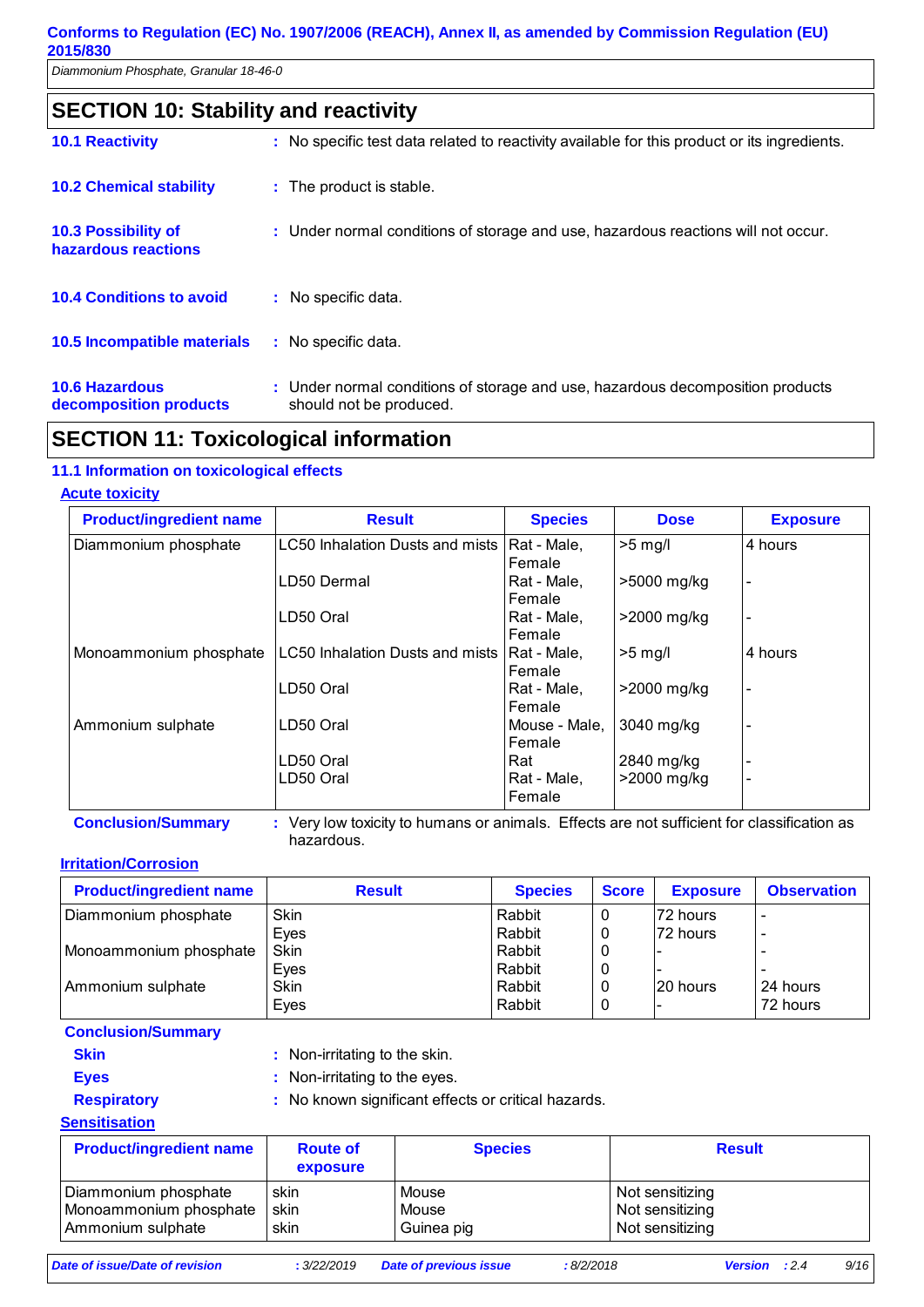## SECTION 10: Stability and reactivity

**10.1 Reactivity** : No specific test data related to reactivity available for this product or its ingredients.

**10.2 Chemical stability** : The product is stable.

**10.3 Possibility of hazardous reactions** : Under normal conditions of storage and use, hazardous reactions will not occur.

**10.4 Conditions to avoid** : No specific data.

**10.5 Incompatible materials** : No specific data.

**10.6 Hazardous decomposition products** : Under normal conditions of storage and use, hazardous decomposition products should not be produced.

## SECTION 11: Toxicological information

### 11.1 Information on toxicological effects

**Acute toxicity**

| Product/ingredient name | Result | Species | Dose | Exposure |
|---|---|---|---|---|
| Diammonium phosphate | LC50 Inhalation Dusts and mists | Rat - Male, Female | >5 mg/l | 4 hours |
| | LD50 Dermal | Rat - Male, Female | >5000 mg/kg | - |
| | LD50 Oral | Rat - Male, Female | >2000 mg/kg | - |
| Monoammonium phosphate | LC50 Inhalation Dusts and mists | Rat - Male, Female | >5 mg/l | 4 hours |
| | LD50 Oral | Rat - Male, Female | >2000 mg/kg | - |
| Ammonium sulphate | LD50 Oral | Mouse - Male, Female | 3040 mg/kg | - |
| | LD50 Oral | Rat | 2840 mg/kg | - |
| | LD50 Oral | Rat - Male, Female | >2000 mg/kg | - |

**Conclusion/Summary** : Very low toxicity to humans or animals. Effects are not sufficient for classification as hazardous.

**Irritation/Corrosion**

| Product/ingredient name | Result | Species | Score | Exposure | Observation |
|---|---|---|---|---|---|
| Diammonium phosphate | Skin | Rabbit | 0 | 72 hours | - |
| | Eyes | Rabbit | 0 | 72 hours | - |
| Monoammonium phosphate | Skin | Rabbit | 0 | - | - |
| | Eyes | Rabbit | 0 | - | - |
| Ammonium sulphate | Skin | Rabbit | 0 | 20 hours | 24 hours |
| | Eyes | Rabbit | 0 | - | 72 hours |

**Conclusion/Summary**

**Skin** : Non-irritating to the skin.

**Eyes** : Non-irritating to the eyes.

**Respiratory** : No known significant effects or critical hazards.

**Sensitisation**

| Product/ingredient name | Route of exposure | Species | Result |
|---|---|---|---|
| Diammonium phosphate | skin | Mouse | Not sensitizing |
| Monoammonium phosphate | skin | Mouse | Not sensitizing |
| Ammonium sulphate | skin | Guinea pig | Not sensitizing |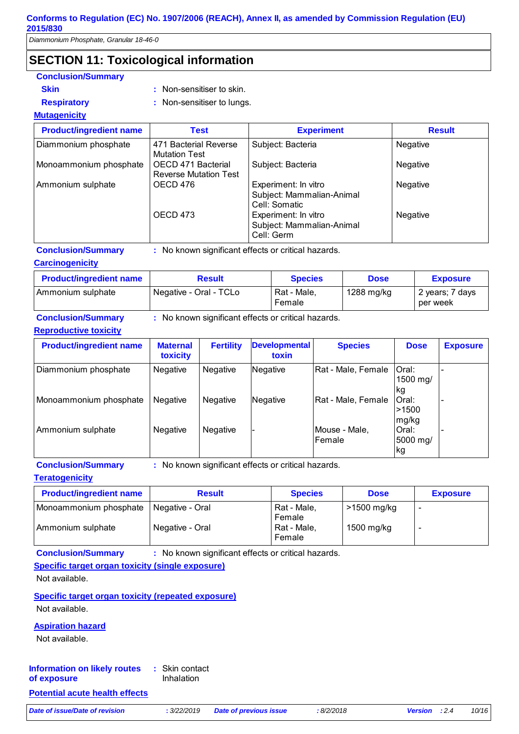## SECTION 11: Toxicological information

**Conclusion/Summary**

**Skin** : Non-sensitiser to skin.

**Respiratory** : Non-sensitiser to lungs.

### Mutagenicity

| Product/ingredient name | Test | Experiment | Result |
|---|---|---|---|
| Diammonium phosphate | 471 Bacterial Reverse Mutation Test | Subject: Bacteria | Negative |
| Monoammonium phosphate | OECD 471 Bacterial Reverse Mutation Test | Subject: Bacteria | Negative |
| Ammonium sulphate | OECD 476 | Experiment: In vitro<br>Subject: Mammalian-Animal<br>Cell: Somatic | Negative |
| | OECD 473 | Experiment: In vitro<br>Subject: Mammalian-Animal<br>Cell: Germ | Negative |

**Conclusion/Summary** : No known significant effects or critical hazards.

### Carcinogenicity

| Product/ingredient name | Result | Species | Dose | Exposure |
|---|---|---|---|---|
| Ammonium sulphate | Negative - Oral - TCLo | Rat - Male, Female | 1288 mg/kg | 2 years; 7 days per week |

**Conclusion/Summary** : No known significant effects or critical hazards.

### Reproductive toxicity

| Product/ingredient name | Maternal toxicity | Fertility | Developmental toxin | Species | Dose | Exposure |
|---|---|---|---|---|---|---|
| Diammonium phosphate | Negative | Negative | Negative | Rat - Male, Female | Oral: 1500 mg/kg | - |
| Monoammonium phosphate | Negative | Negative | Negative | Rat - Male, Female | Oral: >1500 mg/kg | - |
| Ammonium sulphate | Negative | Negative | - | Mouse - Male, Female | Oral: 5000 mg/kg | - |

**Conclusion/Summary** : No known significant effects or critical hazards.

### Teratogenicity

| Product/ingredient name | Result | Species | Dose | Exposure |
|---|---|---|---|---|
| Monoammonium phosphate | Negative - Oral | Rat - Male, Female | >1500 mg/kg | - |
| Ammonium sulphate | Negative - Oral | Rat - Male, Female | 1500 mg/kg | - |

**Conclusion/Summary** : No known significant effects or critical hazards.

### Specific target organ toxicity (single exposure)

Not available.

### Specific target organ toxicity (repeated exposure)

Not available.

### Aspiration hazard

Not available.

**Information on likely routes of exposure** : Skin contact
Inhalation

### Potential acute health effects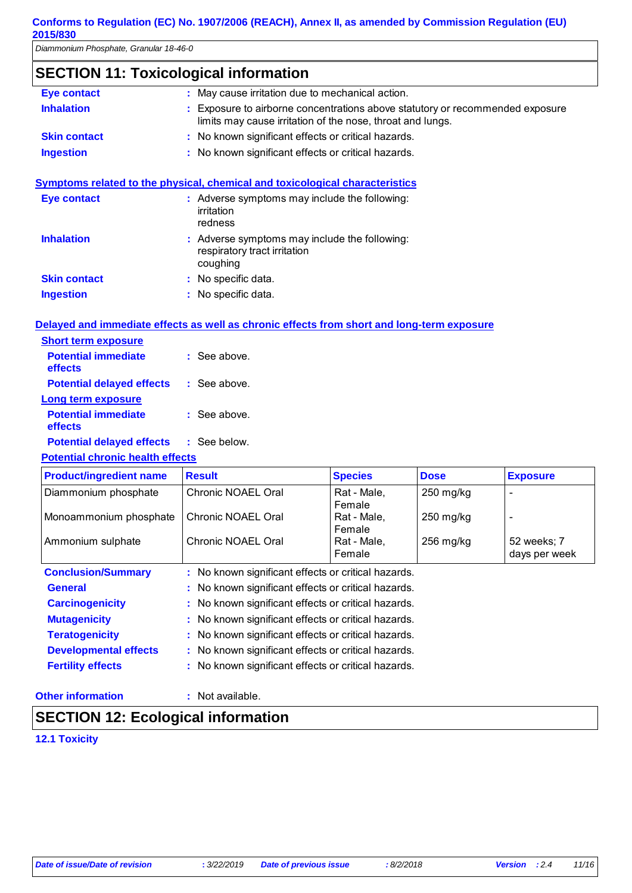## SECTION 11: Toxicological information

**Eye contact** : May cause irritation due to mechanical action.

**Inhalation** : Exposure to airborne concentrations above statutory or recommended exposure limits may cause irritation of the nose, throat and lungs.

**Skin contact** : No known significant effects or critical hazards.

**Ingestion** : No known significant effects or critical hazards.

### Symptoms related to the physical, chemical and toxicological characteristics

**Eye contact** : Adverse symptoms may include the following:
irritation
redness

**Inhalation** : Adverse symptoms may include the following:
respiratory tract irritation
coughing

**Skin contact** : No specific data.

**Ingestion** : No specific data.

### Delayed and immediate effects as well as chronic effects from short and long-term exposure

**Short term exposure**

**Potential immediate effects** : See above.

**Potential delayed effects** : See above.

**Long term exposure**

**Potential immediate effects** : See above.

**Potential delayed effects** : See below.

**Potential chronic health effects**

| Product/ingredient name | Result | Species | Dose | Exposure |
|---|---|---|---|---|
| Diammonium phosphate | Chronic NOAEL Oral | Rat - Male, Female | 250 mg/kg | - |
| Monoammonium phosphate | Chronic NOAEL Oral | Rat - Male, Female | 250 mg/kg | - |
| Ammonium sulphate | Chronic NOAEL Oral | Rat - Male, Female | 256 mg/kg | 52 weeks; 7 days per week |

**Conclusion/Summary** : No known significant effects or critical hazards.

**General** : No known significant effects or critical hazards.

**Carcinogenicity** : No known significant effects or critical hazards.

**Mutagenicity** : No known significant effects or critical hazards.

**Teratogenicity** : No known significant effects or critical hazards.

**Developmental effects** : No known significant effects or critical hazards.

**Fertility effects** : No known significant effects or critical hazards.

**Other information** : Not available.

## SECTION 12: Ecological information

### 12.1 Toxicity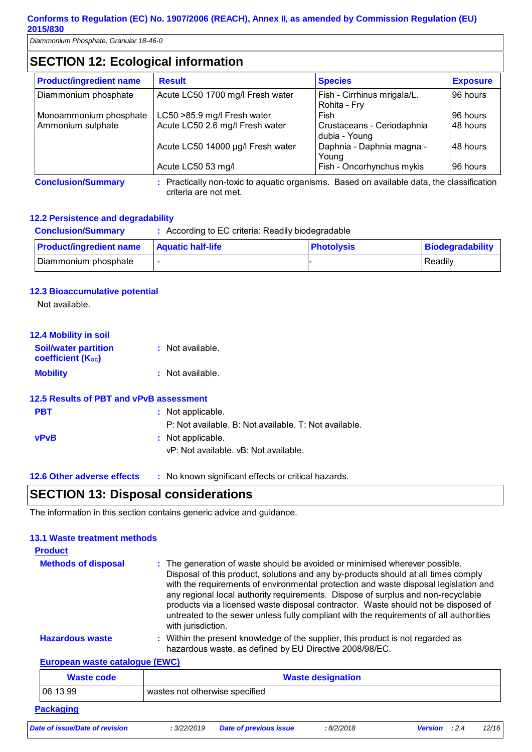## SECTION 12: Ecological information

| Product/ingredient name | Result | Species | Exposure |
|---|---|---|---|
| Diammonium phosphate | Acute LC50 1700 mg/l Fresh water | Fish - Cirrhinus mrigala/L. Rohita - Fry | 96 hours |
| Monoammonium phosphate | LC50 >85.9 mg/l Fresh water | Fish | 96 hours |
| Ammonium sulphate | Acute LC50 2.6 mg/l Fresh water | Crustaceans - Ceriodaphnia dubia - Young | 48 hours |
| | Acute LC50 14000 µg/l Fresh water | Daphnia - Daphnia magna - Young | 48 hours |
| | Acute LC50 53 mg/l | Fish - Oncorhynchus mykis | 96 hours |

**Conclusion/Summary** : Practically non-toxic to aquatic organisms. Based on available data, the classification criteria are not met.

### 12.2 Persistence and degradability

**Conclusion/Summary** : According to EC criteria: Readily biodegradable

| Product/ingredient name | Aquatic half-life | Photolysis | Biodegradability |
|---|---|---|---|
| Diammonium phosphate | - | - | Readily |

### 12.3 Bioaccumulative potential

Not available.

### 12.4 Mobility in soil

**Soil/water partition coefficient ($K_{OC}$)** : Not available.

**Mobility** : Not available.

### 12.5 Results of PBT and vPvB assessment

**PBT** : Not applicable.
P: Not available. B: Not available. T: Not available.

**vPvB** : Not applicable.
vP: Not available. vB: Not available.

### 12.6 Other adverse effects

: No known significant effects or critical hazards.

## SECTION 13: Disposal considerations

The information in this section contains generic advice and guidance.

### 13.1 Waste treatment methods

**Product**

**Methods of disposal** : The generation of waste should be avoided or minimised wherever possible. Disposal of this product, solutions and any by-products should at all times comply with the requirements of environmental protection and waste disposal legislation and any regional local authority requirements. Dispose of surplus and non-recyclable products via a licensed waste disposal contractor. Waste should not be disposed of untreated to the sewer unless fully compliant with the requirements of all authorities with jurisdiction.

**Hazardous waste** : Within the present knowledge of the supplier, this product is not regarded as hazardous waste, as defined by EU Directive 2008/98/EC.

**European waste catalogue (EWC)**

| Waste code | Waste designation |
|---|---|
| 06 13 99 | wastes not otherwise specified |

**Packaging**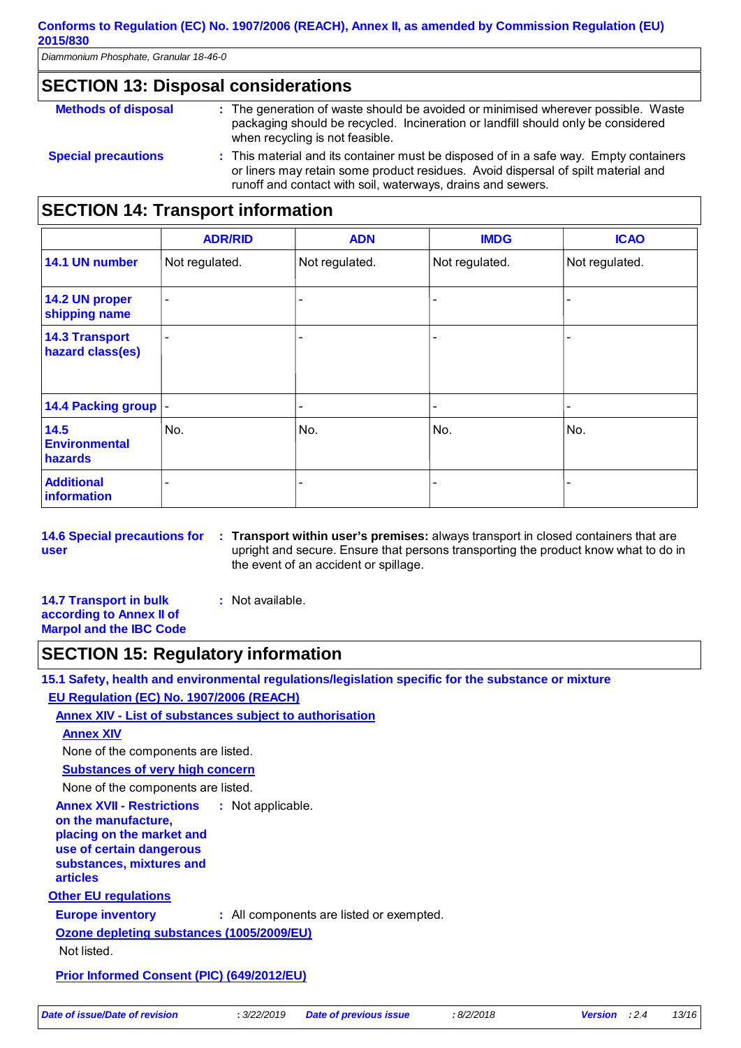## SECTION 13: Disposal considerations

**Methods of disposal** : The generation of waste should be avoided or minimised wherever possible. Waste packaging should be recycled. Incineration or landfill should only be considered when recycling is not feasible.

**Special precautions** : This material and its container must be disposed of in a safe way. Empty containers or liners may retain some product residues. Avoid dispersal of spilt material and runoff and contact with soil, waterways, drains and sewers.

## SECTION 14: Transport information

| | ADR/RID | ADN | IMDG | ICAO |
|---|---|---|---|---|
| **14.1 UN number** | Not regulated. | Not regulated. | Not regulated. | Not regulated. |
| **14.2 UN proper shipping name** | - | - | - | - |
| **14.3 Transport hazard class(es)** | - | - | - | - |
| **14.4 Packing group** | - | - | - | - |
| **14.5 Environmental hazards** | No. | No. | No. | No. |
| **Additional information** | - | - | - | - |

**14.6 Special precautions for user** : **Transport within user's premises:** always transport in closed containers that are upright and secure. Ensure that persons transporting the product know what to do in the event of an accident or spillage.

**14.7 Transport in bulk according to Annex II of Marpol and the IBC Code** : Not available.

## SECTION 15: Regulatory information

**15.1 Safety, health and environmental regulations/legislation specific for the substance or mixture**

**EU Regulation (EC) No. 1907/2006 (REACH)**

**Annex XIV - List of substances subject to authorisation**

**Annex XIV**

None of the components are listed.

**Substances of very high concern**

None of the components are listed.

**Annex XVII - Restrictions on the manufacture, placing on the market and use of certain dangerous substances, mixtures and articles** : Not applicable.

**Other EU regulations**

**Europe inventory** : All components are listed or exempted.

**Ozone depleting substances (1005/2009/EU)**

Not listed.

**Prior Informed Consent (PIC) (649/2012/EU)**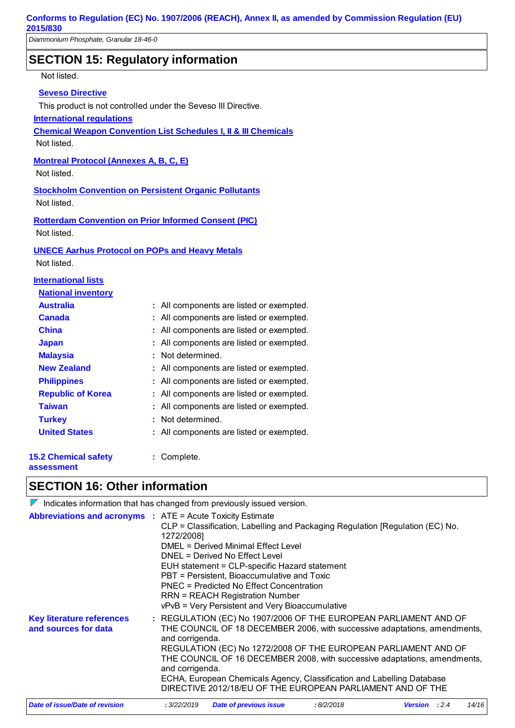## SECTION 15: Regulatory information

Not listed.

**Seveso Directive**

This product is not controlled under the Seveso III Directive.

**International regulations**

**Chemical Weapon Convention List Schedules I, II & III Chemicals**

Not listed.

**Montreal Protocol (Annexes A, B, C, E)**

Not listed.

**Stockholm Convention on Persistent Organic Pollutants**

Not listed.

**Rotterdam Convention on Prior Informed Consent (PIC)**

Not listed.

**UNECE Aarhus Protocol on POPs and Heavy Metals**

Not listed.

**International lists**

**National inventory**

| | |
|---|---|
| **Australia** | : All components are listed or exempted. |
| **Canada** | : All components are listed or exempted. |
| **China** | : All components are listed or exempted. |
| **Japan** | : All components are listed or exempted. |
| **Malaysia** | : Not determined. |
| **New Zealand** | : All components are listed or exempted. |
| **Philippines** | : All components are listed or exempted. |
| **Republic of Korea** | : All components are listed or exempted. |
| **Taiwan** | : All components are listed or exempted. |
| **Turkey** | : Not determined. |
| **United States** | : All components are listed or exempted. |

**15.2 Chemical safety assessment** : Complete.

## SECTION 16: Other information

Indicates information that has changed from previously issued version.

**Abbreviations and acronyms** :
ATE = Acute Toxicity Estimate
CLP = Classification, Labelling and Packaging Regulation [Regulation (EC) No. 1272/2008]
DMEL = Derived Minimal Effect Level
DNEL = Derived No Effect Level
EUH statement = CLP-specific Hazard statement
PBT = Persistent, Bioaccumulative and Toxic
PNEC = Predicted No Effect Concentration
RRN = REACH Registration Number
vPvB = Very Persistent and Very Bioaccumulative

**Key literature references and sources for data** :
REGULATION (EC) No 1907/2006 OF THE EUROPEAN PARLIAMENT AND OF THE COUNCIL OF 18 DECEMBER 2006, with successive adaptations, amendments, and corrigenda.
REGULATION (EC) No 1272/2008 OF THE EUROPEAN PARLIAMENT AND OF THE COUNCIL OF 16 DECEMBER 2008, with successive adaptations, amendments, and corrigenda.
ECHA, European Chemicals Agency, Classification and Labelling Database
DIRECTIVE 2012/18/EU OF THE EUROPEAN PARLIAMENT AND OF THE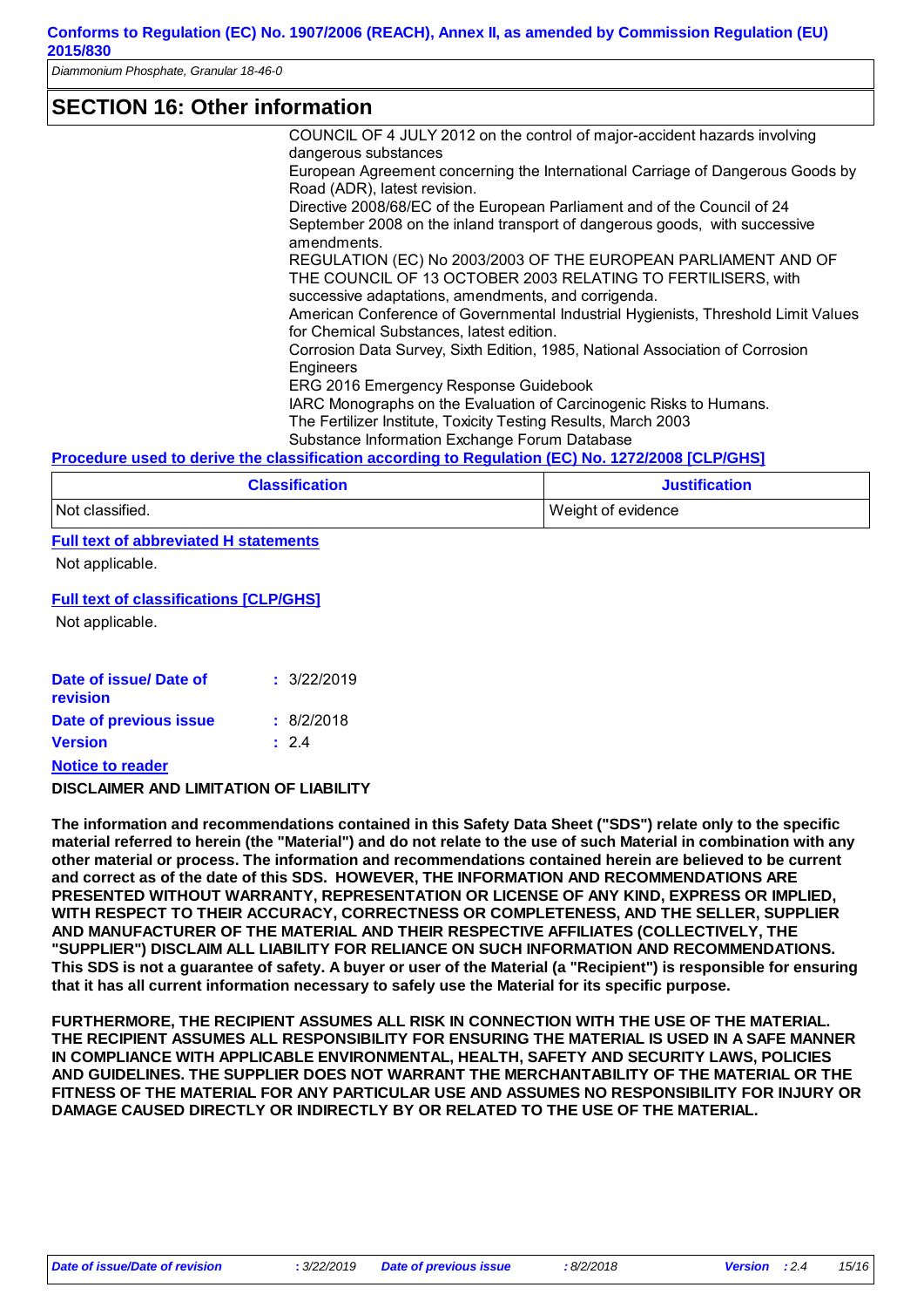## SECTION 16: Other information

COUNCIL OF 4 JULY 2012 on the control of major-accident hazards involving dangerous substances
European Agreement concerning the International Carriage of Dangerous Goods by Road (ADR), latest revision.
Directive 2008/68/EC of the European Parliament and of the Council of 24 September 2008 on the inland transport of dangerous goods, with successive amendments.
REGULATION (EC) No 2003/2003 OF THE EUROPEAN PARLIAMENT AND OF THE COUNCIL OF 13 OCTOBER 2003 RELATING TO FERTILISERS, with successive adaptations, amendments, and corrigenda.
American Conference of Governmental Industrial Hygienists, Threshold Limit Values for Chemical Substances, latest edition.
Corrosion Data Survey, Sixth Edition, 1985, National Association of Corrosion Engineers
ERG 2016 Emergency Response Guidebook
IARC Monographs on the Evaluation of Carcinogenic Risks to Humans.
The Fertilizer Institute, Toxicity Testing Results, March 2003
Substance Information Exchange Forum Database

**Procedure used to derive the classification according to Regulation (EC) No. 1272/2008 [CLP/GHS]**

| Classification | Justification |
|---|---|
| Not classified. | Weight of evidence |

**Full text of abbreviated H statements**

Not applicable.

**Full text of classifications [CLP/GHS]**

Not applicable.

**Date of issue/ Date of revision** : 3/22/2019

**Date of previous issue** : 8/2/2018

**Version** : 2.4

**Notice to reader**

**DISCLAIMER AND LIMITATION OF LIABILITY**

**The information and recommendations contained in this Safety Data Sheet ("SDS") relate only to the specific material referred to herein (the "Material") and do not relate to the use of such Material in combination with any other material or process. The information and recommendations contained herein are believed to be current and correct as of the date of this SDS. HOWEVER, THE INFORMATION AND RECOMMENDATIONS ARE PRESENTED WITHOUT WARRANTY, REPRESENTATION OR LICENSE OF ANY KIND, EXPRESS OR IMPLIED, WITH RESPECT TO THEIR ACCURACY, CORRECTNESS OR COMPLETENESS, AND THE SELLER, SUPPLIER AND MANUFACTURER OF THE MATERIAL AND THEIR RESPECTIVE AFFILIATES (COLLECTIVELY, THE "SUPPLIER") DISCLAIM ALL LIABILITY FOR RELIANCE ON SUCH INFORMATION AND RECOMMENDATIONS. This SDS is not a guarantee of safety. A buyer or user of the Material (a "Recipient") is responsible for ensuring that it has all current information necessary to safely use the Material for its specific purpose.**

**FURTHERMORE, THE RECIPIENT ASSUMES ALL RISK IN CONNECTION WITH THE USE OF THE MATERIAL. THE RECIPIENT ASSUMES ALL RESPONSIBILITY FOR ENSURING THE MATERIAL IS USED IN A SAFE MANNER IN COMPLIANCE WITH APPLICABLE ENVIRONMENTAL, HEALTH, SAFETY AND SECURITY LAWS, POLICIES AND GUIDELINES. THE SUPPLIER DOES NOT WARRANT THE MERCHANTABILITY OF THE MATERIAL OR THE FITNESS OF THE MATERIAL FOR ANY PARTICULAR USE AND ASSUMES NO RESPONSIBILITY FOR INJURY OR DAMAGE CAUSED DIRECTLY OR INDIRECTLY BY OR RELATED TO THE USE OF THE MATERIAL.**